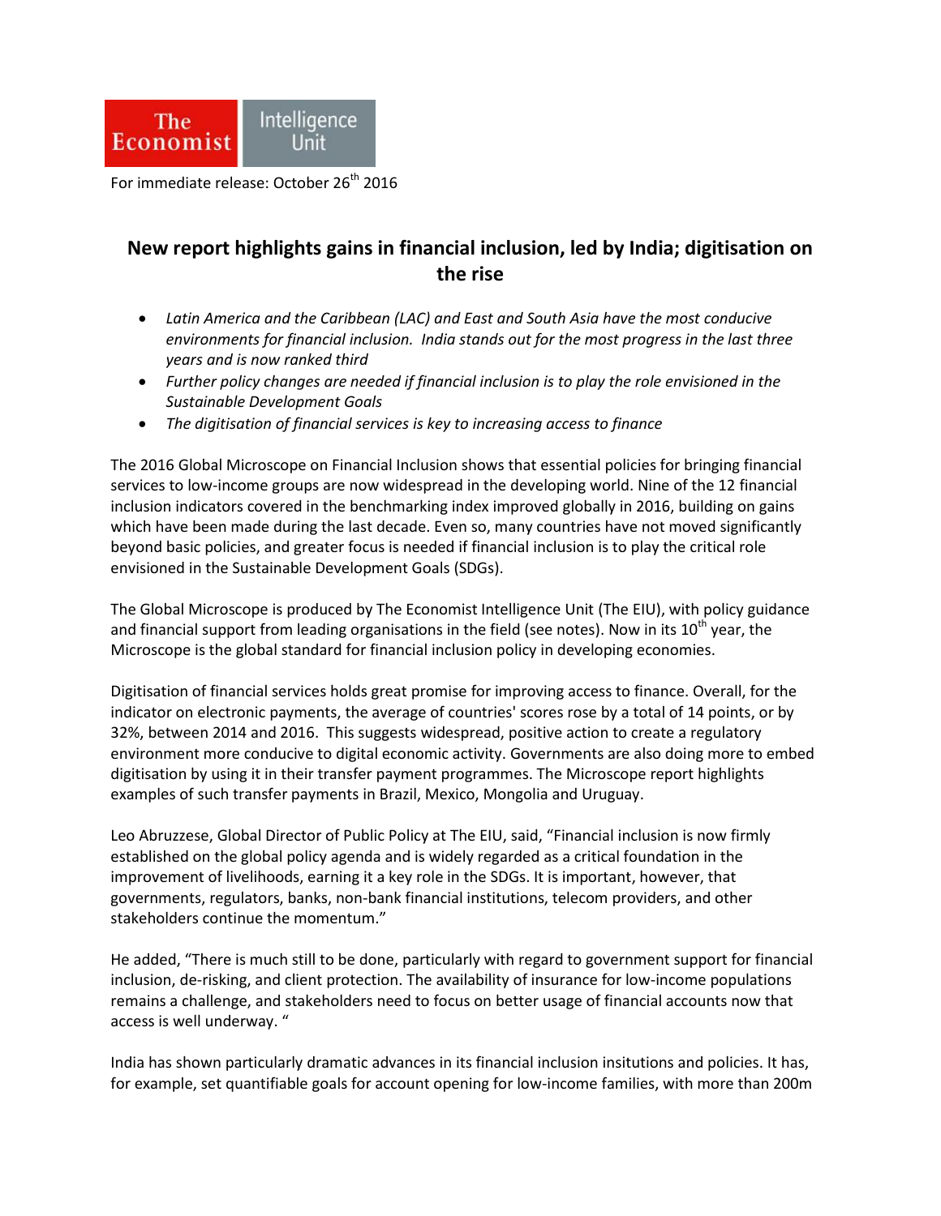The Economist Intelligence Unit

For immediate release: October 26th 2016

## New report highlights gains in financial inclusion, led by India; digitisation on the rise

- *Latin America and the Caribbean (LAC) and East and South Asia have the most conducive environments for financial inclusion. India stands out for the most progress in the last three years and is now ranked third*
- *Further policy changes are needed if financial inclusion is to play the role envisioned in the Sustainable Development Goals*
- *The digitisation of financial services is key to increasing access to finance*

The 2016 Global Microscope on Financial Inclusion shows that essential policies for bringing financial services to low-income groups are now widespread in the developing world. Nine of the 12 financial inclusion indicators covered in the benchmarking index improved globally in 2016, building on gains which have been made during the last decade. Even so, many countries have not moved significantly beyond basic policies, and greater focus is needed if financial inclusion is to play the critical role envisioned in the Sustainable Development Goals (SDGs).

The Global Microscope is produced by The Economist Intelligence Unit (The EIU), with policy guidance and financial support from leading organisations in the field (see notes). Now in its 10th year, the Microscope is the global standard for financial inclusion policy in developing economies.

Digitisation of financial services holds great promise for improving access to finance. Overall, for the indicator on electronic payments, the average of countries' scores rose by a total of 14 points, or by 32%, between 2014 and 2016. This suggests widespread, positive action to create a regulatory environment more conducive to digital economic activity. Governments are also doing more to embed digitisation by using it in their transfer payment programmes. The Microscope report highlights examples of such transfer payments in Brazil, Mexico, Mongolia and Uruguay.

Leo Abruzzese, Global Director of Public Policy at The EIU, said, "Financial inclusion is now firmly established on the global policy agenda and is widely regarded as a critical foundation in the improvement of livelihoods, earning it a key role in the SDGs. It is important, however, that governments, regulators, banks, non-bank financial institutions, telecom providers, and other stakeholders continue the momentum."

He added, "There is much still to be done, particularly with regard to government support for financial inclusion, de-risking, and client protection. The availability of insurance for low-income populations remains a challenge, and stakeholders need to focus on better usage of financial accounts now that access is well underway. "

India has shown particularly dramatic advances in its financial inclusion insitutions and policies. It has, for example, set quantifiable goals for account opening for low-income families, with more than 200m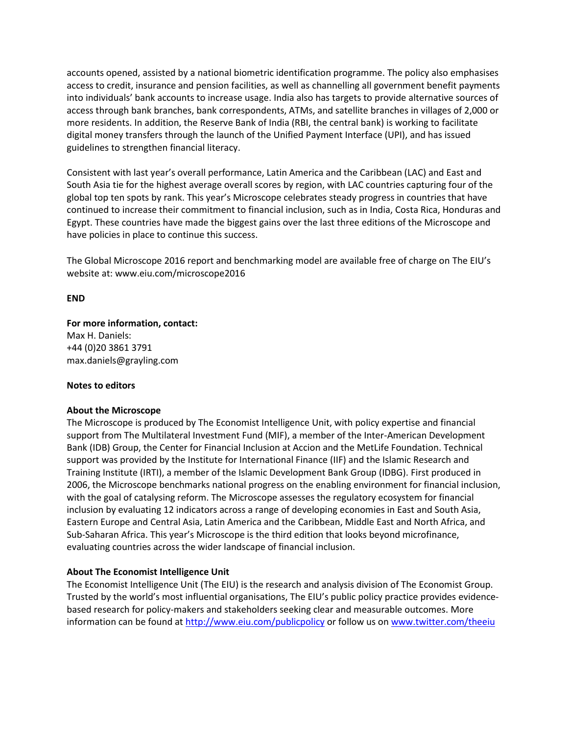accounts opened, assisted by a national biometric identification programme. The policy also emphasises access to credit, insurance and pension facilities, as well as channelling all government benefit payments into individuals' bank accounts to increase usage. India also has targets to provide alternative sources of access through bank branches, bank correspondents, ATMs, and satellite branches in villages of 2,000 or more residents. In addition, the Reserve Bank of India (RBI, the central bank) is working to facilitate digital money transfers through the launch of the Unified Payment Interface (UPI), and has issued guidelines to strengthen financial literacy.

Consistent with last year's overall performance, Latin America and the Caribbean (LAC) and East and South Asia tie for the highest average overall scores by region, with LAC countries capturing four of the global top ten spots by rank. This year's Microscope celebrates steady progress in countries that have continued to increase their commitment to financial inclusion, such as in India, Costa Rica, Honduras and Egypt. These countries have made the biggest gains over the last three editions of the Microscope and have policies in place to continue this success.

The Global Microscope 2016 report and benchmarking model are available free of charge on The EIU's website at: www.eiu.com/microscope2016

**END**

**For more information, contact:**
Max H. Daniels:
+44 (0)20 3861 3791
max.daniels@grayling.com

**Notes to editors**

**About the Microscope**
The Microscope is produced by The Economist Intelligence Unit, with policy expertise and financial support from The Multilateral Investment Fund (MIF), a member of the Inter-American Development Bank (IDB) Group, the Center for Financial Inclusion at Accion and the MetLife Foundation. Technical support was provided by the Institute for International Finance (IIF) and the Islamic Research and Training Institute (IRTI), a member of the Islamic Development Bank Group (IDBG). First produced in 2006, the Microscope benchmarks national progress on the enabling environment for financial inclusion, with the goal of catalysing reform. The Microscope assesses the regulatory ecosystem for financial inclusion by evaluating 12 indicators across a range of developing economies in East and South Asia, Eastern Europe and Central Asia, Latin America and the Caribbean, Middle East and North Africa, and Sub-Saharan Africa. This year's Microscope is the third edition that looks beyond microfinance, evaluating countries across the wider landscape of financial inclusion.

**About The Economist Intelligence Unit**
The Economist Intelligence Unit (The EIU) is the research and analysis division of The Economist Group. Trusted by the world's most influential organisations, The EIU's public policy practice provides evidence-based research for policy-makers and stakeholders seeking clear and measurable outcomes. More information can be found at http://www.eiu.com/publicpolicy or follow us on www.twitter.com/theeiu